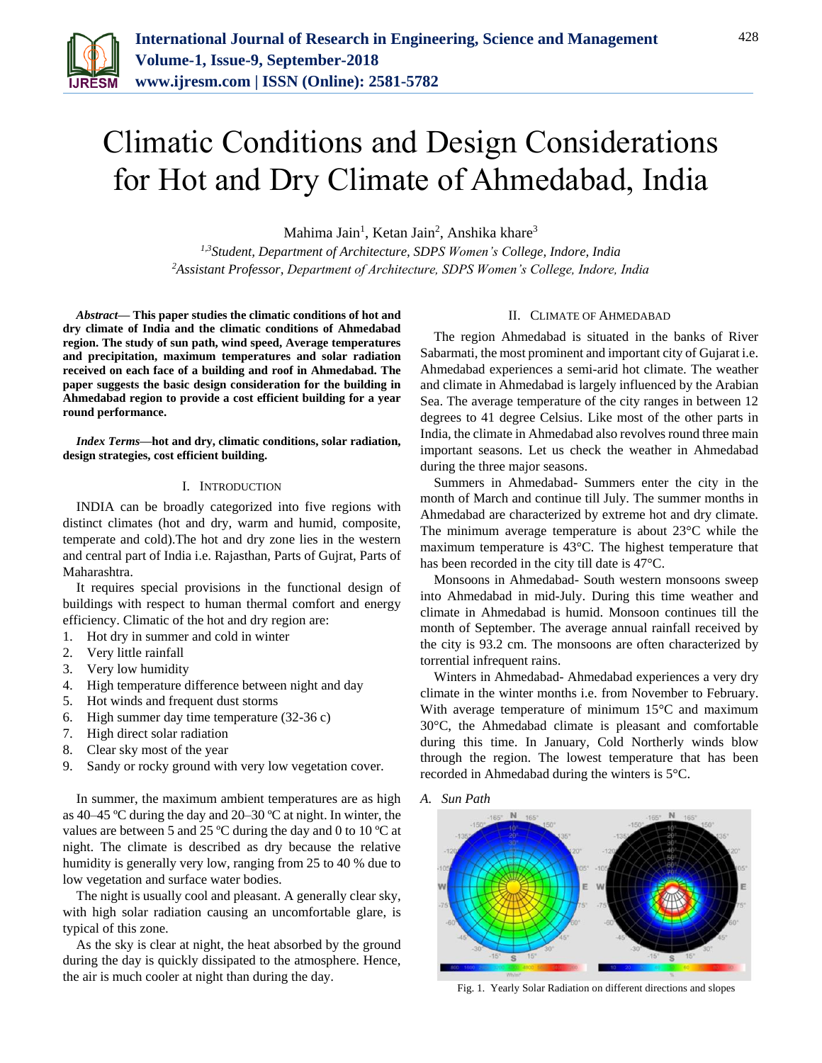# Climatic Conditions and Design Considerations for Hot and Dry Climate of Ahmedabad, India

Mahima Jain[1], Ketan Jain[2], Anshika khare[3]

[1,3]*Student, Department of Architecture, SDPS Women's College, Indore, India*
[2]*Assistant Professor, Department of Architecture, SDPS Women's College, Indore, India*

***Abstract*— This paper studies the climatic conditions of hot and dry climate of India and the climatic conditions of Ahmedabad region. The study of sun path, wind speed, Average temperatures and precipitation, maximum temperatures and solar radiation received on each face of a building and roof in Ahmedabad. The paper suggests the basic design consideration for the building in Ahmedabad region to provide a cost efficient building for a year round performance.**

***Index Terms*—hot and dry, climatic conditions, solar radiation, design strategies, cost efficient building.**

## I. Introduction

INDIA can be broadly categorized into five regions with distinct climates (hot and dry, warm and humid, composite, temperate and cold).The hot and dry zone lies in the western and central part of India i.e. Rajasthan, Parts of Gujrat, Parts of Maharashtra.

It requires special provisions in the functional design of buildings with respect to human thermal comfort and energy efficiency. Climatic of the hot and dry region are:

1. Hot dry in summer and cold in winter
2. Very little rainfall
3. Very low humidity
4. High temperature difference between night and day
5. Hot winds and frequent dust storms
6. High summer day time temperature (32-36 c)
7. High direct solar radiation
8. Clear sky most of the year
9. Sandy or rocky ground with very low vegetation cover.

In summer, the maximum ambient temperatures are as high as 40–45 ºC during the day and 20–30 ºC at night. In winter, the values are between 5 and 25 ºC during the day and 0 to 10 ºC at night. The climate is described as dry because the relative humidity is generally very low, ranging from 25 to 40 % due to low vegetation and surface water bodies.

The night is usually cool and pleasant. A generally clear sky, with high solar radiation causing an uncomfortable glare, is typical of this zone.

As the sky is clear at night, the heat absorbed by the ground during the day is quickly dissipated to the atmosphere. Hence, the air is much cooler at night than during the day.

## II. Climate of Ahmedabad

The region Ahmedabad is situated in the banks of River Sabarmati, the most prominent and important city of Gujarat i.e. Ahmedabad experiences a semi-arid hot climate. The weather and climate in Ahmedabad is largely influenced by the Arabian Sea. The average temperature of the city ranges in between 12 degrees to 41 degree Celsius. Like most of the other parts in India, the climate in Ahmedabad also revolves round three main important seasons. Let us check the weather in Ahmedabad during the three major seasons.

Summers in Ahmedabad- Summers enter the city in the month of March and continue till July. The summer months in Ahmedabad are characterized by extreme hot and dry climate. The minimum average temperature is about 23°C while the maximum temperature is 43°C. The highest temperature that has been recorded in the city till date is 47°C.

Monsoons in Ahmedabad- South western monsoons sweep into Ahmedabad in mid-July. During this time weather and climate in Ahmedabad is humid. Monsoon continues till the month of September. The average annual rainfall received by the city is 93.2 cm. The monsoons are often characterized by torrential infrequent rains.

Winters in Ahmedabad- Ahmedabad experiences a very dry climate in the winter months i.e. from November to February. With average temperature of minimum 15°C and maximum 30°C, the Ahmedabad climate is pleasant and comfortable during this time. In January, Cold Northerly winds blow through the region. The lowest temperature that has been recorded in Ahmedabad during the winters is 5°C.

### *A. Sun Path*

Fig. 1. Yearly Solar Radiation on different directions and slopes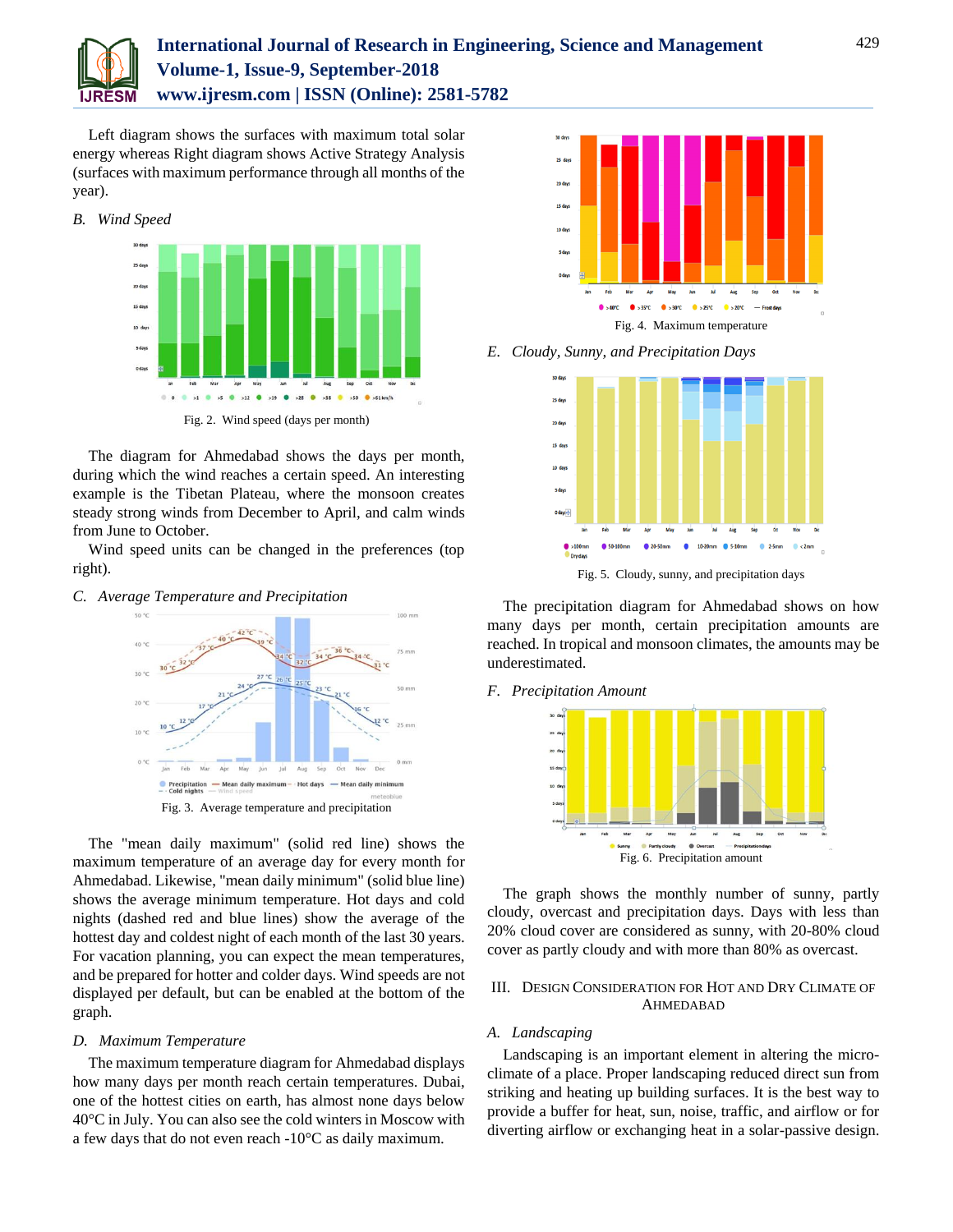Left diagram shows the surfaces with maximum total solar energy whereas Right diagram shows Active Strategy Analysis (surfaces with maximum performance through all months of the year).

*B. Wind Speed*

Fig. 2. Wind speed (days per month)

The diagram for Ahmedabad shows the days per month, during which the wind reaches a certain speed. An interesting example is the Tibetan Plateau, where the monsoon creates steady strong winds from December to April, and calm winds from June to October.

Wind speed units can be changed in the preferences (top right).

*C. Average Temperature and Precipitation*

Fig. 3. Average temperature and precipitation

The "mean daily maximum" (solid red line) shows the maximum temperature of an average day for every month for Ahmedabad. Likewise, "mean daily minimum" (solid blue line) shows the average minimum temperature. Hot days and cold nights (dashed red and blue lines) show the average of the hottest day and coldest night of each month of the last 30 years. For vacation planning, you can expect the mean temperatures, and be prepared for hotter and colder days. Wind speeds are not displayed per default, but can be enabled at the bottom of the graph.

*D. Maximum Temperature*

The maximum temperature diagram for Ahmedabad displays how many days per month reach certain temperatures. Dubai, one of the hottest cities on earth, has almost none days below 40°C in July. You can also see the cold winters in Moscow with a few days that do not even reach -10°C as daily maximum.

Fig. 4. Maximum temperature

*E. Cloudy, Sunny, and Precipitation Days*

Fig. 5. Cloudy, sunny, and precipitation days

The precipitation diagram for Ahmedabad shows on how many days per month, certain precipitation amounts are reached. In tropical and monsoon climates, the amounts may be underestimated.

*F. Precipitation Amount*

Fig. 6. Precipitation amount

The graph shows the monthly number of sunny, partly cloudy, overcast and precipitation days. Days with less than 20% cloud cover are considered as sunny, with 20-80% cloud cover as partly cloudy and with more than 80% as overcast.

## III. Design Consideration for Hot and Dry Climate of Ahmedabad

*A. Landscaping*

Landscaping is an important element in altering the micro-climate of a place. Proper landscaping reduced direct sun from striking and heating up building surfaces. It is the best way to provide a buffer for heat, sun, noise, traffic, and airflow or for diverting airflow or exchanging heat in a solar-passive design.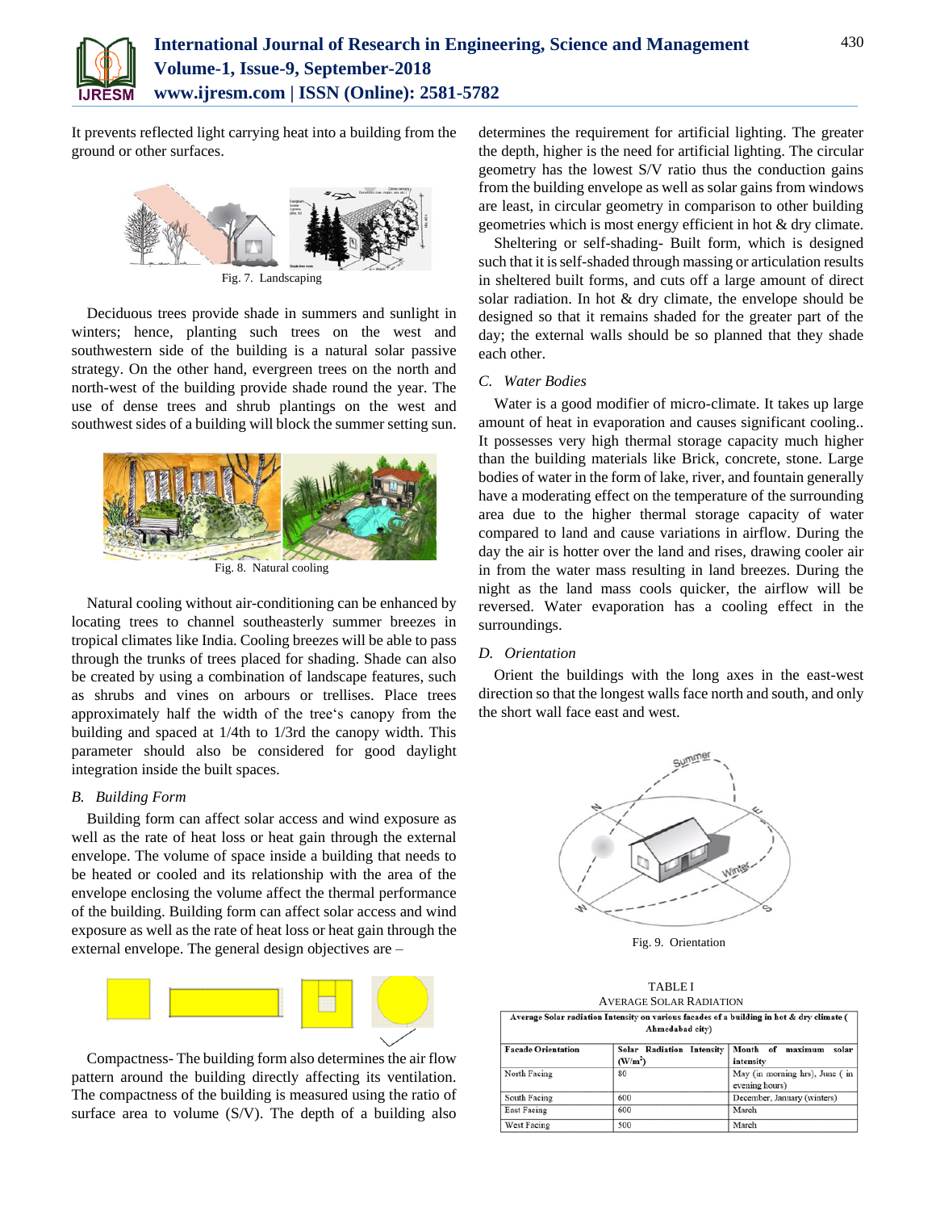It prevents reflected light carrying heat into a building from the ground or other surfaces.

Fig. 7. Landscaping

Deciduous trees provide shade in summers and sunlight in winters; hence, planting such trees on the west and southwestern side of the building is a natural solar passive strategy. On the other hand, evergreen trees on the north and north-west of the building provide shade round the year. The use of dense trees and shrub plantings on the west and southwest sides of a building will block the summer setting sun.

Fig. 8. Natural cooling

Natural cooling without air-conditioning can be enhanced by locating trees to channel southeasterly summer breezes in tropical climates like India. Cooling breezes will be able to pass through the trunks of trees placed for shading. Shade can also be created by using a combination of landscape features, such as shrubs and vines on arbours or trellises. Place trees approximately half the width of the tree's canopy from the building and spaced at 1/4th to 1/3rd the canopy width. This parameter should also be considered for good daylight integration inside the built spaces.

### B. Building Form

Building form can affect solar access and wind exposure as well as the rate of heat loss or heat gain through the external envelope. The volume of space inside a building that needs to be heated or cooled and its relationship with the area of the envelope enclosing the volume affect the thermal performance of the building. Building form can affect solar access and wind exposure as well as the rate of heat loss or heat gain through the external envelope. The general design objectives are –

Compactness- The building form also determines the air flow pattern around the building directly affecting its ventilation. The compactness of the building is measured using the ratio of surface area to volume (S/V). The depth of a building also determines the requirement for artificial lighting. The greater the depth, higher is the need for artificial lighting. The circular geometry has the lowest S/V ratio thus the conduction gains from the building envelope as well as solar gains from windows are least, in circular geometry in comparison to other building geometries which is most energy efficient in hot & dry climate.

Sheltering or self-shading- Built form, which is designed such that it is self-shaded through massing or articulation results in sheltered built forms, and cuts off a large amount of direct solar radiation. In hot & dry climate, the envelope should be designed so that it remains shaded for the greater part of the day; the external walls should be so planned that they shade each other.

### C. Water Bodies

Water is a good modifier of micro-climate. It takes up large amount of heat in evaporation and causes significant cooling.. It possesses very high thermal storage capacity much higher than the building materials like Brick, concrete, stone. Large bodies of water in the form of lake, river, and fountain generally have a moderating effect on the temperature of the surrounding area due to the higher thermal storage capacity of water compared to land and cause variations in airflow. During the day the air is hotter over the land and rises, drawing cooler air in from the water mass resulting in land breezes. During the night as the land mass cools quicker, the airflow will be reversed. Water evaporation has a cooling effect in the surroundings.

### D. Orientation

Orient the buildings with the long axes in the east-west direction so that the longest walls face north and south, and only the short wall face east and west.

Fig. 9. Orientation

TABLE I
AVERAGE SOLAR RADIATION

| Average Solar radiation Intensity on various facades of a building in hot & dry climate ( Ahmedabad city) | | |
|---|---|---|
| **Facade Orientation** | **Solar Radiation Intensity ($W/m^2$)** | **Month of maximum solar intensity** |
| North Facing | 80 | May (in morning hrs), June ( in evening hours) |
| South Facing | 600 | December, January (winters) |
| East Facing | 600 | March |
| West Facing | 500 | March |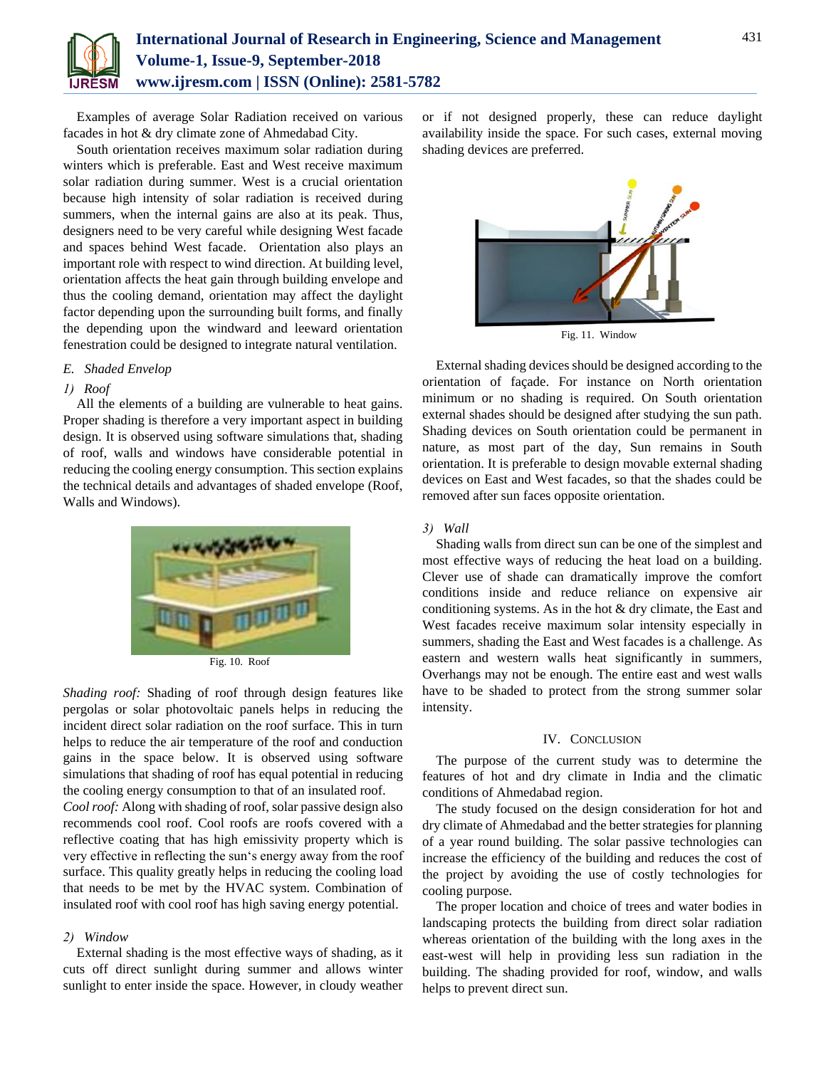Examples of average Solar Radiation received on various facades in hot & dry climate zone of Ahmedabad City.

South orientation receives maximum solar radiation during winters which is preferable. East and West receive maximum solar radiation during summer. West is a crucial orientation because high intensity of solar radiation is received during summers, when the internal gains are also at its peak. Thus, designers need to be very careful while designing West facade and spaces behind West facade. Orientation also plays an important role with respect to wind direction. At building level, orientation affects the heat gain through building envelope and thus the cooling demand, orientation may affect the daylight factor depending upon the surrounding built forms, and finally the depending upon the windward and leeward orientation fenestration could be designed to integrate natural ventilation.

*E. Shaded Envelop*

*1) Roof*

All the elements of a building are vulnerable to heat gains. Proper shading is therefore a very important aspect in building design. It is observed using software simulations that, shading of roof, walls and windows have considerable potential in reducing the cooling energy consumption. This section explains the technical details and advantages of shaded envelope (Roof, Walls and Windows).

Fig. 10. Roof

*Shading roof:* Shading of roof through design features like pergolas or solar photovoltaic panels helps in reducing the incident direct solar radiation on the roof surface. This in turn helps to reduce the air temperature of the roof and conduction gains in the space below. It is observed using software simulations that shading of roof has equal potential in reducing the cooling energy consumption to that of an insulated roof.

*Cool roof:* Along with shading of roof, solar passive design also recommends cool roof. Cool roofs are roofs covered with a reflective coating that has high emissivity property which is very effective in reflecting the sun's energy away from the roof surface. This quality greatly helps in reducing the cooling load that needs to be met by the HVAC system. Combination of insulated roof with cool roof has high saving energy potential.

*2) Window*

External shading is the most effective ways of shading, as it cuts off direct sunlight during summer and allows winter sunlight to enter inside the space. However, in cloudy weather or if not designed properly, these can reduce daylight availability inside the space. For such cases, external moving shading devices are preferred.

Fig. 11. Window

External shading devices should be designed according to the orientation of façade. For instance on North orientation minimum or no shading is required. On South orientation external shades should be designed after studying the sun path. Shading devices on South orientation could be permanent in nature, as most part of the day, Sun remains in South orientation. It is preferable to design movable external shading devices on East and West facades, so that the shades could be removed after sun faces opposite orientation.

*3) Wall*

Shading walls from direct sun can be one of the simplest and most effective ways of reducing the heat load on a building. Clever use of shade can dramatically improve the comfort conditions inside and reduce reliance on expensive air conditioning systems. As in the hot & dry climate, the East and West facades receive maximum solar intensity especially in summers, shading the East and West facades is a challenge. As eastern and western walls heat significantly in summers, Overhangs may not be enough. The entire east and west walls have to be shaded to protect from the strong summer solar intensity.

## IV. Conclusion

The purpose of the current study was to determine the features of hot and dry climate in India and the climatic conditions of Ahmedabad region.

The study focused on the design consideration for hot and dry climate of Ahmedabad and the better strategies for planning of a year round building. The solar passive technologies can increase the efficiency of the building and reduces the cost of the project by avoiding the use of costly technologies for cooling purpose.

The proper location and choice of trees and water bodies in landscaping protects the building from direct solar radiation whereas orientation of the building with the long axes in the east-west will help in providing less sun radiation in the building. The shading provided for roof, window, and walls helps to prevent direct sun.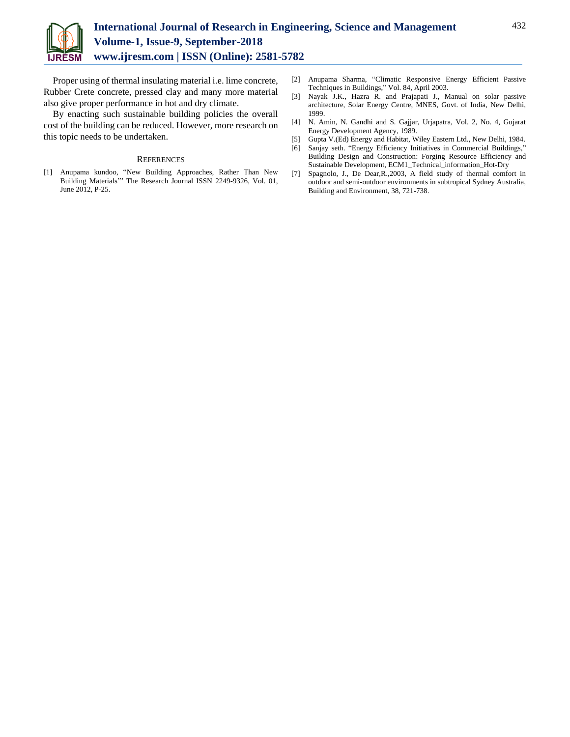Proper using of thermal insulating material i.e. lime concrete, Rubber Crete concrete, pressed clay and many more material also give proper performance in hot and dry climate.

By enacting such sustainable building policies the overall cost of the building can be reduced. However, more research on this topic needs to be undertaken.

## References

[1] Anupama kundoo, "New Building Approaches, Rather Than New Building Materials'" The Research Journal ISSN 2249-9326, Vol. 01, June 2012, P-25.

[2] Anupama Sharma, "Climatic Responsive Energy Efficient Passive Techniques in Buildings," Vol. 84, April 2003.

[3] Nayak J.K., Hazra R. and Prajapati J., Manual on solar passive architecture, Solar Energy Centre, MNES, Govt. of India, New Delhi, 1999.

[4] N. Amin, N. Gandhi and S. Gajjar, Urjapatra, Vol. 2, No. 4, Gujarat Energy Development Agency, 1989.

[5] Gupta V.(Ed) Energy and Habitat, Wiley Eastern Ltd., New Delhi, 1984.

[6] Sanjay seth. "Energy Efficiency Initiatives in Commercial Buildings," Building Design and Construction: Forging Resource Efficiency and Sustainable Development, ECM1_Technical_information_Hot-Dry

[7] Spagnolo, J., De Dear,R.,2003, A field study of thermal comfort in outdoor and semi-outdoor environments in subtropical Sydney Australia, Building and Environment, 38, 721-738.